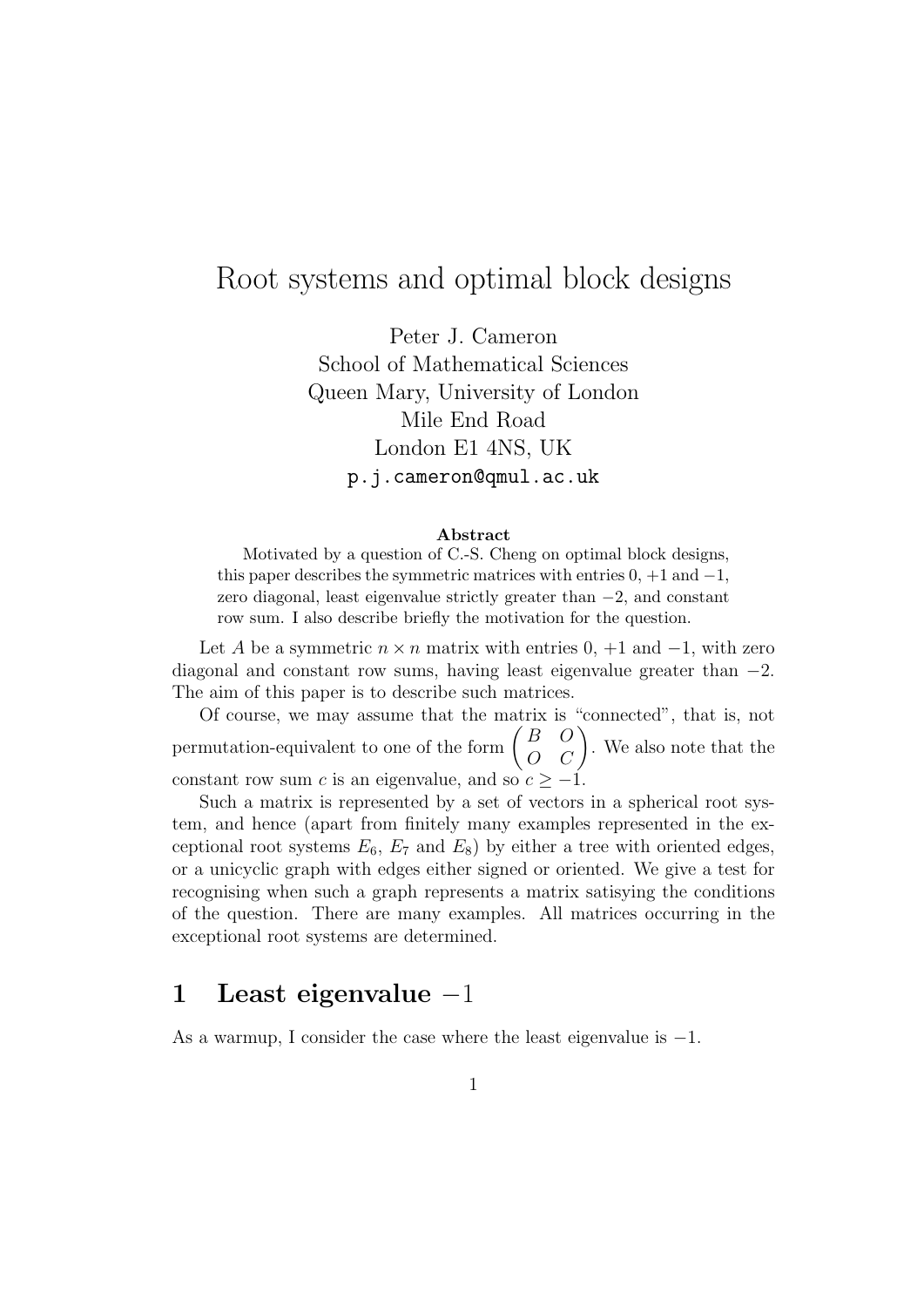# Root systems and optimal block designs

Peter J. Cameron
School of Mathematical Sciences
Queen Mary, University of London
Mile End Road
London E1 4NS, UK
p.j.cameron@qmul.ac.uk

**Abstract**

Motivated by a question of C.-S. Cheng on optimal block designs, this paper describes the symmetric matrices with entries 0, +1 and −1, zero diagonal, least eigenvalue strictly greater than −2, and constant row sum. I also describe briefly the motivation for the question.

Let $A$ be a symmetric $n \times n$ matrix with entries 0, +1 and −1, with zero diagonal and constant row sums, having least eigenvalue greater than −2. The aim of this paper is to describe such matrices.

Of course, we may assume that the matrix is "connected", that is, not permutation-equivalent to one of the form $\begin{pmatrix} B & O \\ O & C \end{pmatrix}$. We also note that the constant row sum $c$ is an eigenvalue, and so $c \geq -1$.

Such a matrix is represented by a set of vectors in a spherical root system, and hence (apart from finitely many examples represented in the exceptional root systems $E_6$, $E_7$ and $E_8$) by either a tree with oriented edges, or a unicyclic graph with edges either signed or oriented. We give a test for recognising when such a graph represents a matrix satisying the conditions of the question. There are many examples. All matrices occurring in the exceptional root systems are determined.

## 1 Least eigenvalue −1

As a warmup, I consider the case where the least eigenvalue is −1.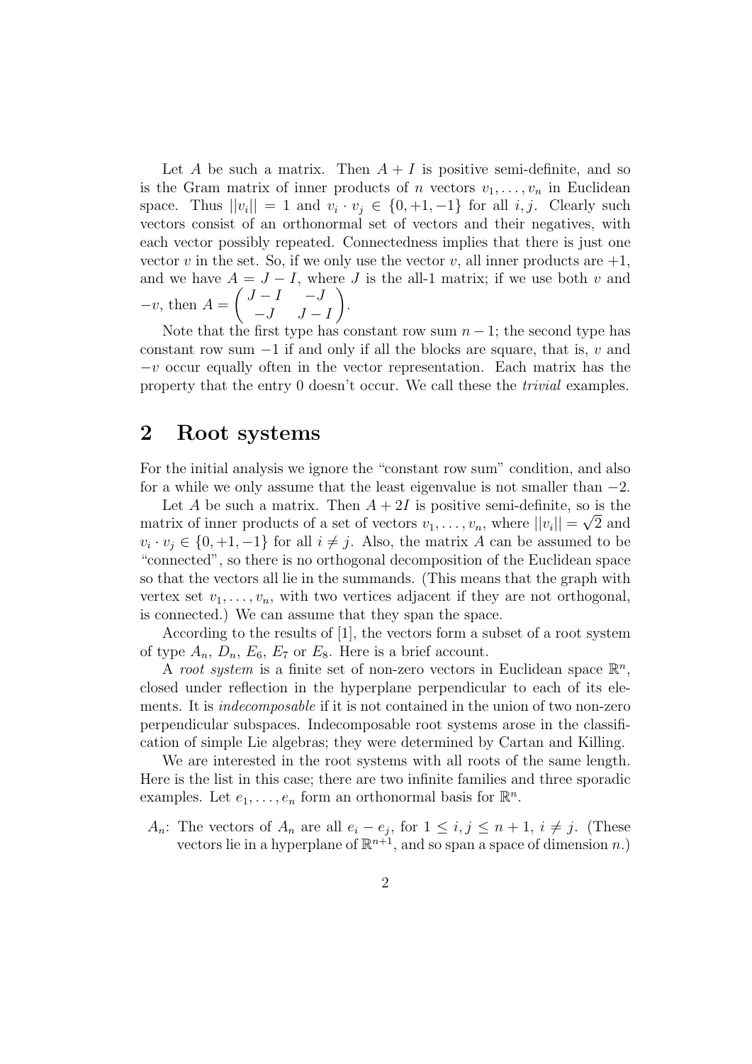Let $A$ be such a matrix. Then $A+I$ is positive semi-definite, and so is the Gram matrix of inner products of $n$ vectors $v_1,\ldots,v_n$ in Euclidean space. Thus $||v_i||=1$ and $v_i\cdot v_j\in\{0,+1,-1\}$ for all $i,j$. Clearly such vectors consist of an orthonormal set of vectors and their negatives, with each vector possibly repeated. Connectedness implies that there is just one vector $v$ in the set. So, if we only use the vector $v$, all inner products are $+1$, and we have $A=J-I$, where $J$ is the all-1 matrix; if we use both $v$ and $-v$, then $A=\begin{pmatrix} J-I & -J \\ -J & J-I\end{pmatrix}$.

Note that the first type has constant row sum $n-1$; the second type has constant row sum $-1$ if and only if all the blocks are square, that is, $v$ and $-v$ occur equally often in the vector representation. Each matrix has the property that the entry 0 doesn't occur. We call these the *trivial* examples.

## 2 Root systems

For the initial analysis we ignore the "constant row sum" condition, and also for a while we only assume that the least eigenvalue is not smaller than $-2$.

Let $A$ be such a matrix. Then $A+2I$ is positive semi-definite, so is the matrix of inner products of a set of vectors $v_1,\ldots,v_n$, where $||v_i||=\sqrt{2}$ and $v_i\cdot v_j\in\{0,+1,-1\}$ for all $i\neq j$. Also, the matrix $A$ can be assumed to be "connected", so there is no orthogonal decomposition of the Euclidean space so that the vectors all lie in the summands. (This means that the graph with vertex set $v_1,\ldots,v_n$, with two vertices adjacent if they are not orthogonal, is connected.) We can assume that they span the space.

According to the results of [1], the vectors form a subset of a root system of type $A_n$, $D_n$, $E_6$, $E_7$ or $E_8$. Here is a brief account.

A *root system* is a finite set of non-zero vectors in Euclidean space $\mathbb{R}^n$, closed under reflection in the hyperplane perpendicular to each of its elements. It is *indecomposable* if it is not contained in the union of two non-zero perpendicular subspaces. Indecomposable root systems arose in the classification of simple Lie algebras; they were determined by Cartan and Killing.

We are interested in the root systems with all roots of the same length. Here is the list in this case; there are two infinite families and three sporadic examples. Let $e_1,\ldots,e_n$ form an orthonormal basis for $\mathbb{R}^n$.

$A_n$: The vectors of $A_n$ are all $e_i-e_j$, for $1\leq i,j\leq n+1$, $i\neq j$. (These vectors lie in a hyperplane of $\mathbb{R}^{n+1}$, and so span a space of dimension $n$.)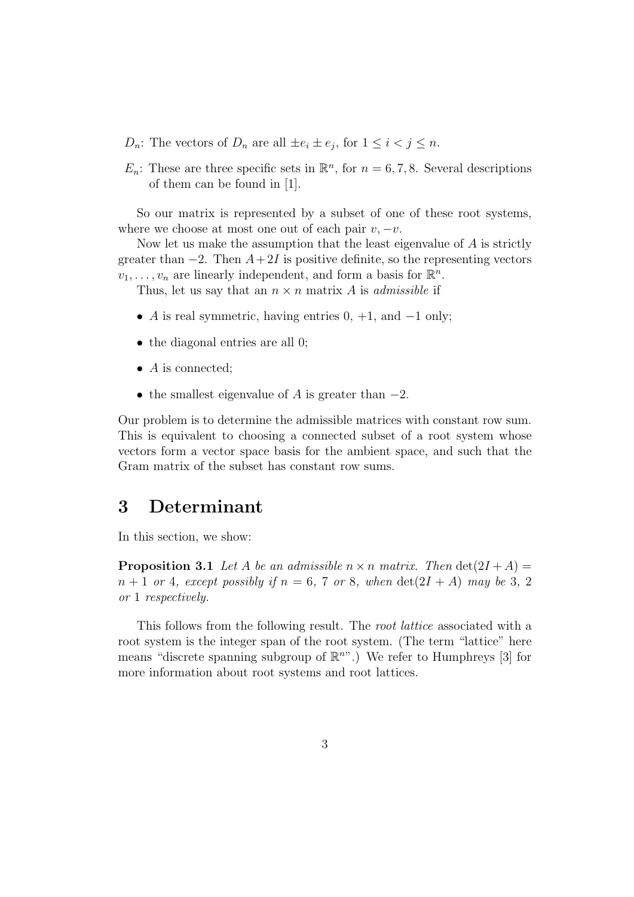$D_n$: The vectors of $D_n$ are all $\pm e_i \pm e_j$, for $1 \leq i < j \leq n$.

$E_n$: These are three specific sets in $\mathbb{R}^n$, for $n = 6, 7, 8$. Several descriptions of them can be found in [1].

So our matrix is represented by a subset of one of these root systems, where we choose at most one out of each pair $v, -v$.

Now let us make the assumption that the least eigenvalue of $A$ is strictly greater than $-2$. Then $A + 2I$ is positive definite, so the representing vectors $v_1, \ldots, v_n$ are linearly independent, and form a basis for $\mathbb{R}^n$.

Thus, let us say that an $n \times n$ matrix $A$ is *admissible* if

- $A$ is real symmetric, having entries 0, $+1$, and $-1$ only;
- the diagonal entries are all 0;
- $A$ is connected;
- the smallest eigenvalue of $A$ is greater than $-2$.

Our problem is to determine the admissible matrices with constant row sum. This is equivalent to choosing a connected subset of a root system whose vectors form a vector space basis for the ambient space, and such that the Gram matrix of the subset has constant row sums.

# 3 Determinant

In this section, we show:

**Proposition 3.1** *Let $A$ be an admissible $n \times n$ matrix. Then $\det(2I + A) = n + 1$ or 4, except possibly if $n = 6$, 7 or 8, when $\det(2I + A)$ may be 3, 2 or 1 respectively.*

This follows from the following result. The *root lattice* associated with a root system is the integer span of the root system. (The term "lattice" here means "discrete spanning subgroup of $\mathbb{R}^n$".) We refer to Humphreys [3] for more information about root systems and root lattices.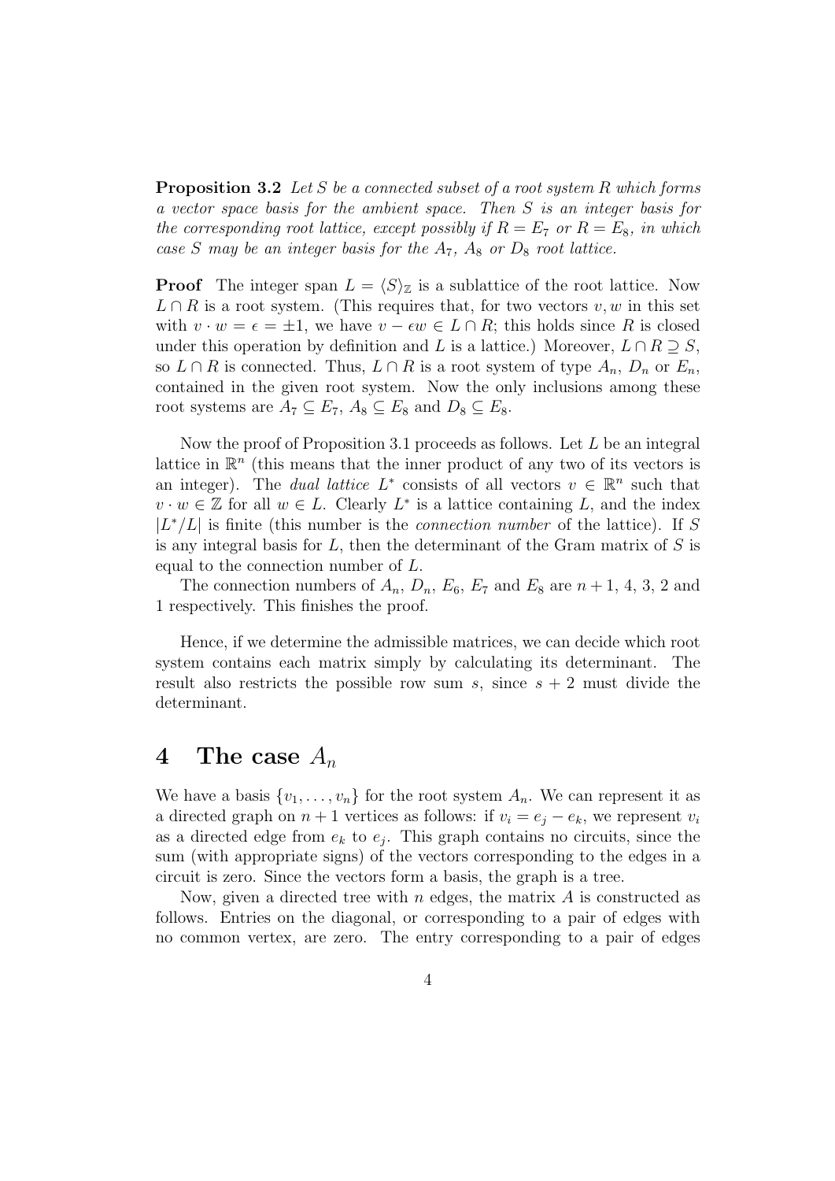**Proposition 3.2** *Let $S$ be a connected subset of a root system $R$ which forms a vector space basis for the ambient space. Then $S$ is an integer basis for the corresponding root lattice, except possibly if $R = E_7$ or $R = E_8$, in which case $S$ may be an integer basis for the $A_7$, $A_8$ or $D_8$ root lattice.*

**Proof** The integer span $L = \langle S \rangle_{\mathbb{Z}}$ is a sublattice of the root lattice. Now $L \cap R$ is a root system. (This requires that, for two vectors $v, w$ in this set with $v \cdot w = \epsilon = \pm 1$, we have $v - \epsilon w \in L \cap R$; this holds since $R$ is closed under this operation by definition and $L$ is a lattice.) Moreover, $L \cap R \supseteq S$, so $L \cap R$ is connected. Thus, $L \cap R$ is a root system of type $A_n$, $D_n$ or $E_n$, contained in the given root system. Now the only inclusions among these root systems are $A_7 \subseteq E_7$, $A_8 \subseteq E_8$ and $D_8 \subseteq E_8$.

Now the proof of Proposition 3.1 proceeds as follows. Let $L$ be an integral lattice in $\mathbb{R}^n$ (this means that the inner product of any two of its vectors is an integer). The *dual lattice* $L^*$ consists of all vectors $v \in \mathbb{R}^n$ such that $v \cdot w \in \mathbb{Z}$ for all $w \in L$. Clearly $L^*$ is a lattice containing $L$, and the index $|L^*/L|$ is finite (this number is the *connection number* of the lattice). If $S$ is any integral basis for $L$, then the determinant of the Gram matrix of $S$ is equal to the connection number of $L$.

The connection numbers of $A_n$, $D_n$, $E_6$, $E_7$ and $E_8$ are $n+1$, 4, 3, 2 and 1 respectively. This finishes the proof.

Hence, if we determine the admissible matrices, we can decide which root system contains each matrix simply by calculating its determinant. The result also restricts the possible row sum $s$, since $s+2$ must divide the determinant.

# 4 The case $A_n$

We have a basis $\{v_1, \ldots, v_n\}$ for the root system $A_n$. We can represent it as a directed graph on $n+1$ vertices as follows: if $v_i = e_j - e_k$, we represent $v_i$ as a directed edge from $e_k$ to $e_j$. This graph contains no circuits, since the sum (with appropriate signs) of the vectors corresponding to the edges in a circuit is zero. Since the vectors form a basis, the graph is a tree.

Now, given a directed tree with $n$ edges, the matrix $A$ is constructed as follows. Entries on the diagonal, or corresponding to a pair of edges with no common vertex, are zero. The entry corresponding to a pair of edges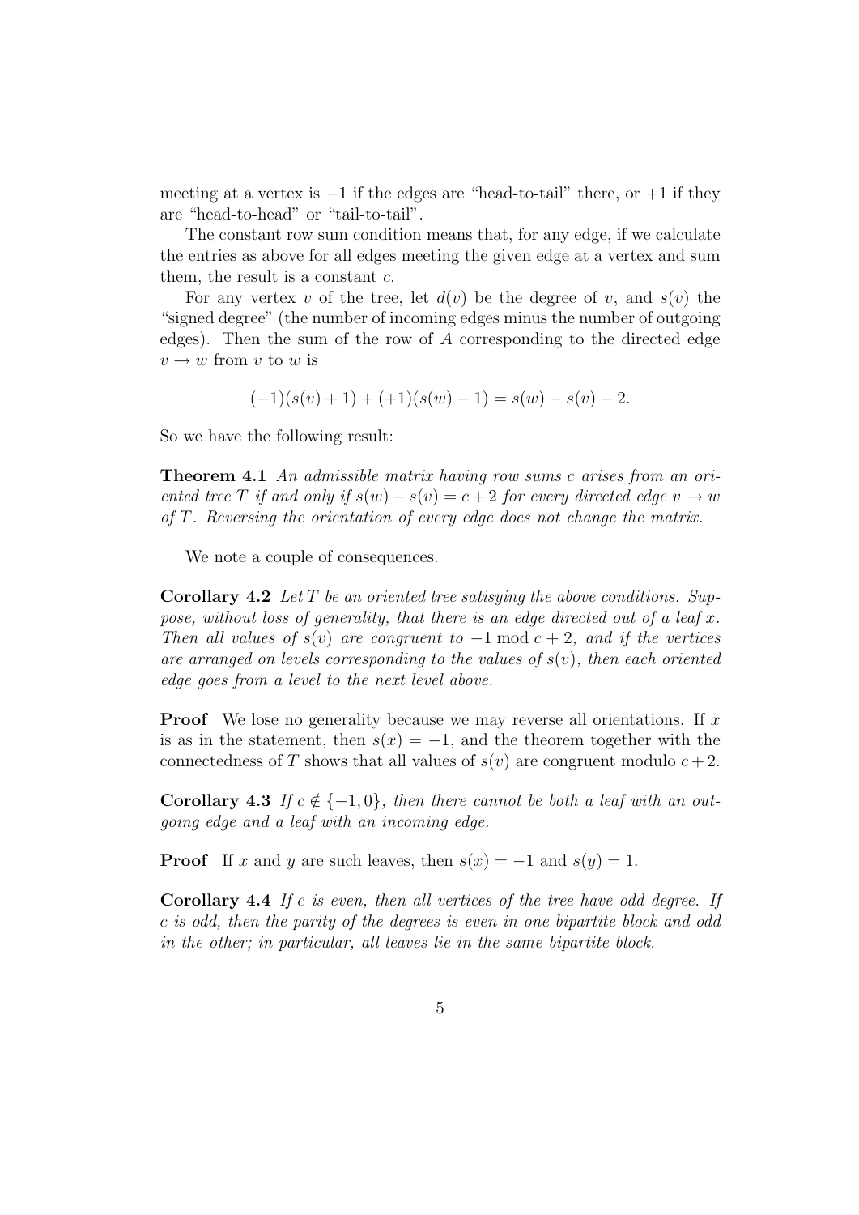meeting at a vertex is $-1$ if the edges are "head-to-tail" there, or $+1$ if they are "head-to-head" or "tail-to-tail".

The constant row sum condition means that, for any edge, if we calculate the entries as above for all edges meeting the given edge at a vertex and sum them, the result is a constant $c$.

For any vertex $v$ of the tree, let $d(v)$ be the degree of $v$, and $s(v)$ the "signed degree" (the number of incoming edges minus the number of outgoing edges). Then the sum of the row of $A$ corresponding to the directed edge $v \to w$ from $v$ to $w$ is

$$(-1)(s(v)+1) + (+1)(s(w)-1) = s(w) - s(v) - 2.$$

So we have the following result:

**Theorem 4.1** *An admissible matrix having row sums $c$ arises from an oriented tree $T$ if and only if $s(w) - s(v) = c + 2$ for every directed edge $v \to w$ of $T$. Reversing the orientation of every edge does not change the matrix.*

We note a couple of consequences.

**Corollary 4.2** *Let $T$ be an oriented tree satisying the above conditions. Suppose, without loss of generality, that there is an edge directed out of a leaf $x$. Then all values of $s(v)$ are congruent to $-1 \bmod c+2$, and if the vertices are arranged on levels corresponding to the values of $s(v)$, then each oriented edge goes from a level to the next level above.*

**Proof** We lose no generality because we may reverse all orientations. If $x$ is as in the statement, then $s(x) = -1$, and the theorem together with the connectedness of $T$ shows that all values of $s(v)$ are congruent modulo $c+2$.

**Corollary 4.3** *If $c \notin \{-1, 0\}$, then there cannot be both a leaf with an outgoing edge and a leaf with an incoming edge.*

**Proof** If $x$ and $y$ are such leaves, then $s(x) = -1$ and $s(y) = 1$.

**Corollary 4.4** *If $c$ is even, then all vertices of the tree have odd degree. If $c$ is odd, then the parity of the degrees is even in one bipartite block and odd in the other; in particular, all leaves lie in the same bipartite block.*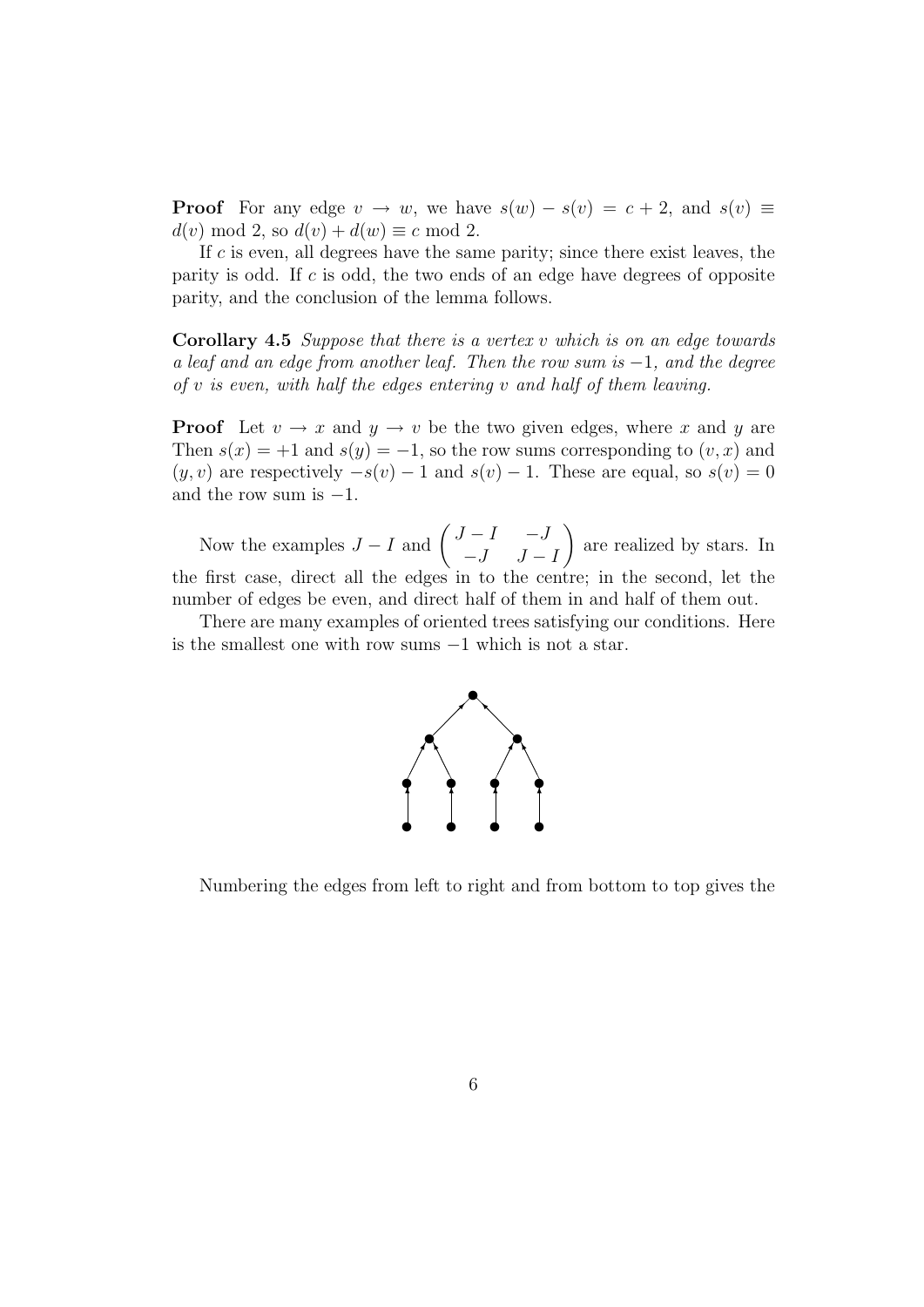**Proof** For any edge $v \to w$, we have $s(w) - s(v) = c + 2$, and $s(v) \equiv d(v) \bmod 2$, so $d(v) + d(w) \equiv c \bmod 2$.

If $c$ is even, all degrees have the same parity; since there exist leaves, the parity is odd. If $c$ is odd, the two ends of an edge have degrees of opposite parity, and the conclusion of the lemma follows.

**Corollary 4.5** *Suppose that there is a vertex $v$ which is on an edge towards a leaf and an edge from another leaf. Then the row sum is $-1$, and the degree of $v$ is even, with half the edges entering $v$ and half of them leaving.*

**Proof** Let $v \to x$ and $y \to v$ be the two given edges, where $x$ and $y$ are Then $s(x) = +1$ and $s(y) = -1$, so the row sums corresponding to $(v, x)$ and $(y, v)$ are respectively $-s(v) - 1$ and $s(v) - 1$. These are equal, so $s(v) = 0$ and the row sum is $-1$.

Now the examples $J - I$ and $\begin{pmatrix} J-I & -J \\ -J & J-I \end{pmatrix}$ are realized by stars. In the first case, direct all the edges in to the centre; in the second, let the number of edges be even, and direct half of them in and half of them out.

There are many examples of oriented trees satisfying our conditions. Here is the smallest one with row sums $-1$ which is not a star.

Numbering the edges from left to right and from bottom to top gives the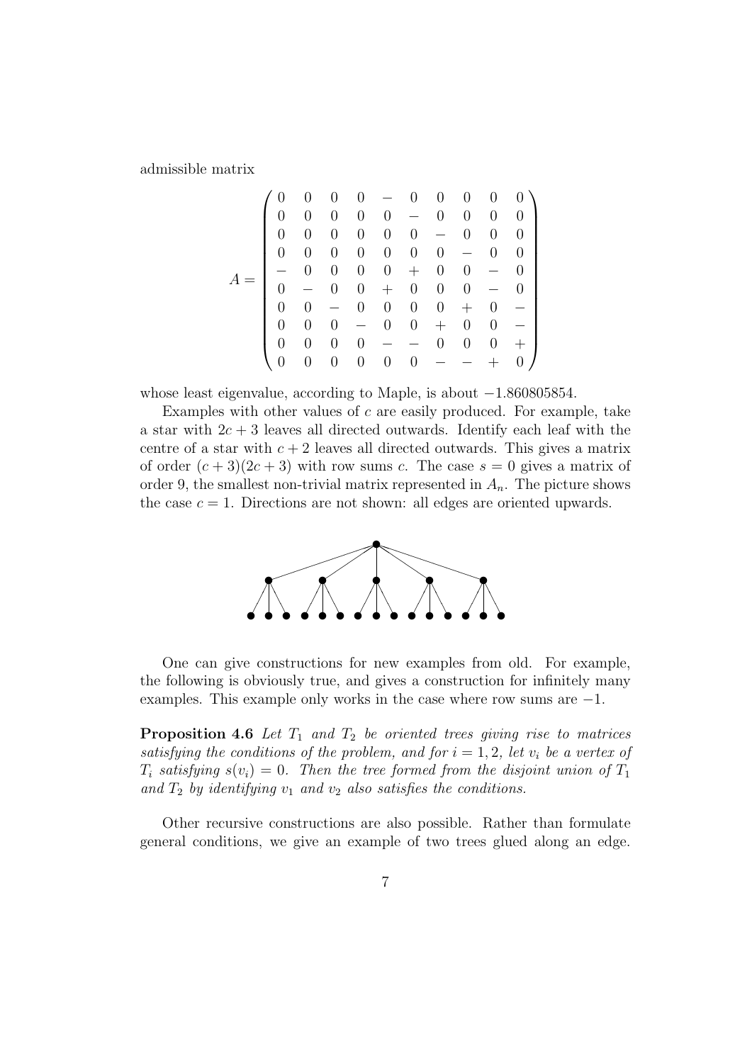admissible matrix

$$A = \begin{pmatrix} 0 & 0 & 0 & 0 & - & 0 & 0 & 0 & 0 & 0 \\ 0 & 0 & 0 & 0 & 0 & - & 0 & 0 & 0 & 0 \\ 0 & 0 & 0 & 0 & 0 & 0 & - & 0 & 0 & 0 \\ 0 & 0 & 0 & 0 & 0 & 0 & 0 & - & 0 & 0 \\ - & 0 & 0 & 0 & 0 & + & 0 & 0 & - & 0 \\ 0 & - & 0 & 0 & + & 0 & 0 & 0 & - & 0 \\ 0 & 0 & - & 0 & 0 & 0 & 0 & + & 0 & - \\ 0 & 0 & 0 & - & 0 & 0 & + & 0 & 0 & - \\ 0 & 0 & 0 & 0 & - & - & 0 & 0 & 0 & + \\ 0 & 0 & 0 & 0 & 0 & 0 & - & - & + & 0 \end{pmatrix}$$

whose least eigenvalue, according to Maple, is about $-1.860805854$.

Examples with other values of $c$ are easily produced. For example, take a star with $2c+3$ leaves all directed outwards. Identify each leaf with the centre of a star with $c+2$ leaves all directed outwards. This gives a matrix of order $(c+3)(2c+3)$ with row sums $c$. The case $s=0$ gives a matrix of order 9, the smallest non-trivial matrix represented in $A_n$. The picture shows the case $c=1$. Directions are not shown: all edges are oriented upwards.

One can give constructions for new examples from old. For example, the following is obviously true, and gives a construction for infinitely many examples. This example only works in the case where row sums are $-1$.

**Proposition 4.6** *Let $T_1$ and $T_2$ be oriented trees giving rise to matrices satisfying the conditions of the problem, and for $i = 1, 2$, let $v_i$ be a vertex of $T_i$ satisfying $s(v_i) = 0$. Then the tree formed from the disjoint union of $T_1$ and $T_2$ by identifying $v_1$ and $v_2$ also satisfies the conditions.*

Other recursive constructions are also possible. Rather than formulate general conditions, we give an example of two trees glued along an edge.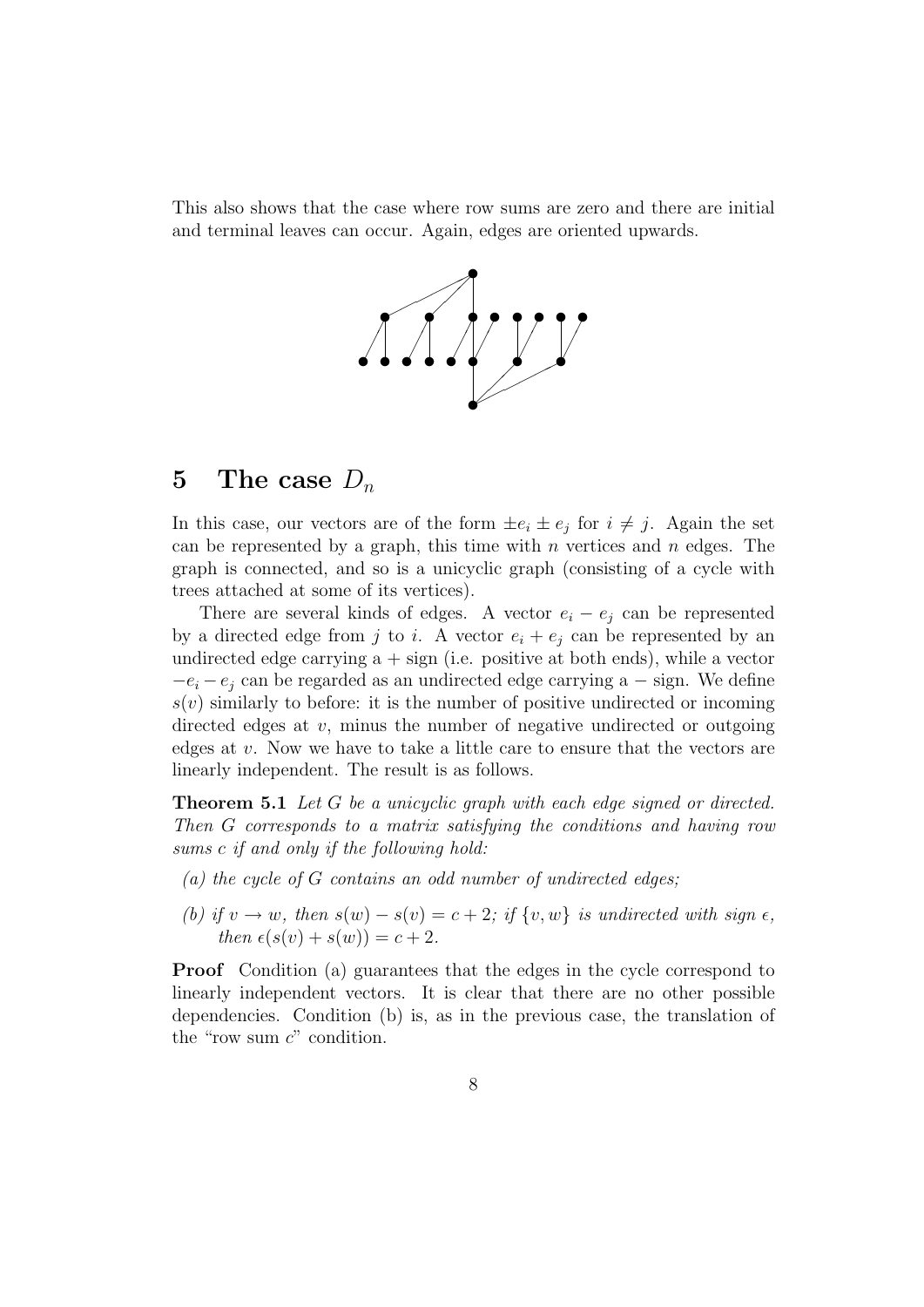This also shows that the case where row sums are zero and there are initial and terminal leaves can occur. Again, edges are oriented upwards.

# 5 The case $D_n$

In this case, our vectors are of the form $\pm e_i \pm e_j$ for $i \neq j$. Again the set can be represented by a graph, this time with $n$ vertices and $n$ edges. The graph is connected, and so is a unicyclic graph (consisting of a cycle with trees attached at some of its vertices).

There are several kinds of edges. A vector $e_i - e_j$ can be represented by a directed edge from $j$ to $i$. A vector $e_i + e_j$ can be represented by an undirected edge carrying a $+$ sign (i.e. positive at both ends), while a vector $-e_i - e_j$ can be regarded as an undirected edge carrying a $-$ sign. We define $s(v)$ similarly to before: it is the number of positive undirected or incoming directed edges at $v$, minus the number of negative undirected or outgoing edges at $v$. Now we have to take a little care to ensure that the vectors are linearly independent. The result is as follows.

**Theorem 5.1** *Let $G$ be a unicyclic graph with each edge signed or directed. Then $G$ corresponds to a matrix satisfying the conditions and having row sums $c$ if and only if the following hold:*

*(a) the cycle of $G$ contains an odd number of undirected edges;*

*(b) if $v \to w$, then $s(w) - s(v) = c + 2$; if $\{v, w\}$ is undirected with sign $\epsilon$, then $\epsilon(s(v) + s(w)) = c + 2$.*

**Proof** Condition (a) guarantees that the edges in the cycle correspond to linearly independent vectors. It is clear that there are no other possible dependencies. Condition (b) is, as in the previous case, the translation of the "row sum $c$" condition.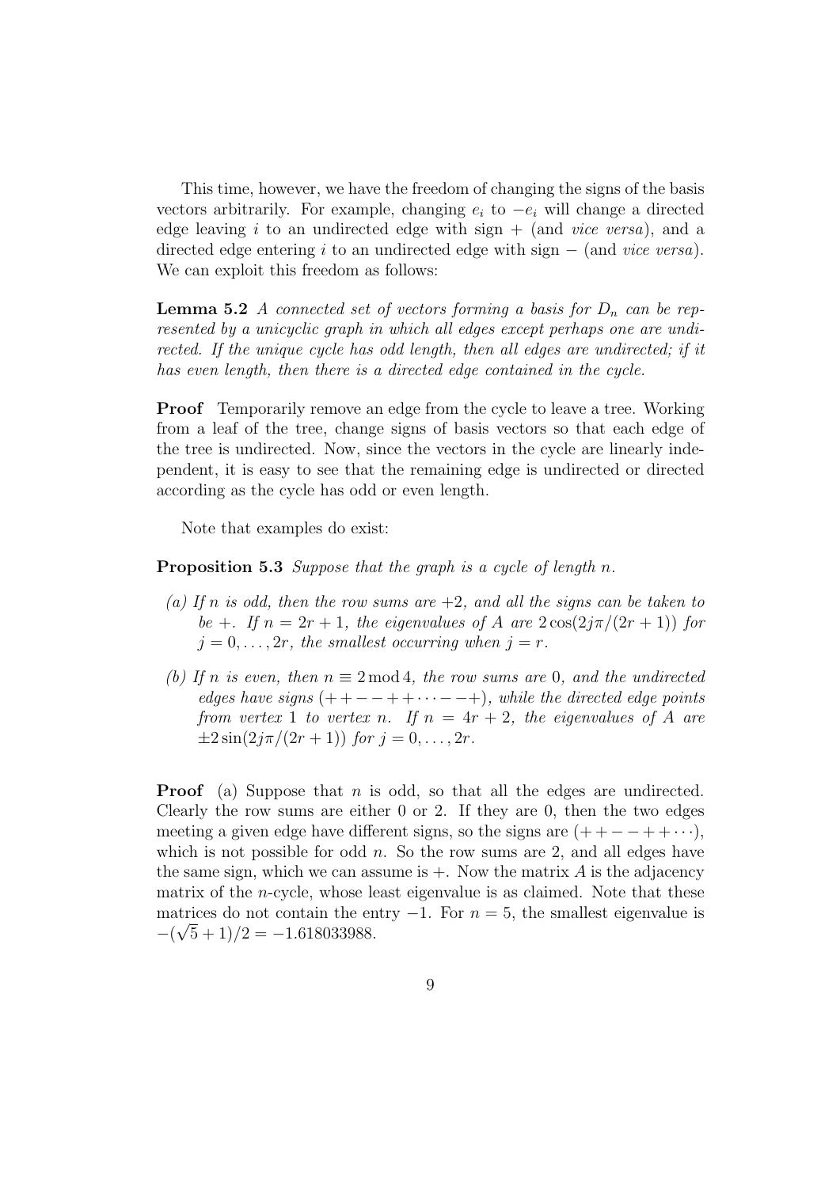This time, however, we have the freedom of changing the signs of the basis vectors arbitrarily. For example, changing $e_i$ to $-e_i$ will change a directed edge leaving $i$ to an undirected edge with sign $+$ (and *vice versa*), and a directed edge entering $i$ to an undirected edge with sign $-$ (and *vice versa*). We can exploit this freedom as follows:

**Lemma 5.2** *A connected set of vectors forming a basis for $D_n$ can be represented by a unicyclic graph in which all edges except perhaps one are undirected. If the unique cycle has odd length, then all edges are undirected; if it has even length, then there is a directed edge contained in the cycle.*

**Proof** Temporarily remove an edge from the cycle to leave a tree. Working from a leaf of the tree, change signs of basis vectors so that each edge of the tree is undirected. Now, since the vectors in the cycle are linearly independent, it is easy to see that the remaining edge is undirected or directed according as the cycle has odd or even length.

Note that examples do exist:

**Proposition 5.3** *Suppose that the graph is a cycle of length $n$.*

*(a) If $n$ is odd, then the row sums are $+2$, and all the signs can be taken to be $+$. If $n = 2r+1$, the eigenvalues of $A$ are $2\cos(2j\pi/(2r+1))$ for $j = 0, \ldots, 2r$, the smallest occurring when $j = r$.*

*(b) If $n$ is even, then $n \equiv 2 \bmod 4$, the row sums are $0$, and the undirected edges have signs $(++--++\cdots--+)$, while the directed edge points from vertex $1$ to vertex $n$. If $n = 4r+2$, the eigenvalues of $A$ are $\pm 2\sin(2j\pi/(2r+1))$ for $j = 0, \ldots, 2r$.*

**Proof** (a) Suppose that $n$ is odd, so that all the edges are undirected. Clearly the row sums are either 0 or 2. If they are 0, then the two edges meeting a given edge have different signs, so the signs are $(++--++\cdots)$, which is not possible for odd $n$. So the row sums are 2, and all edges have the same sign, which we can assume is $+$. Now the matrix $A$ is the adjacency matrix of the $n$-cycle, whose least eigenvalue is as claimed. Note that these matrices do not contain the entry $-1$. For $n = 5$, the smallest eigenvalue is $-(\sqrt{5}+1)/2 = -1.618033988$.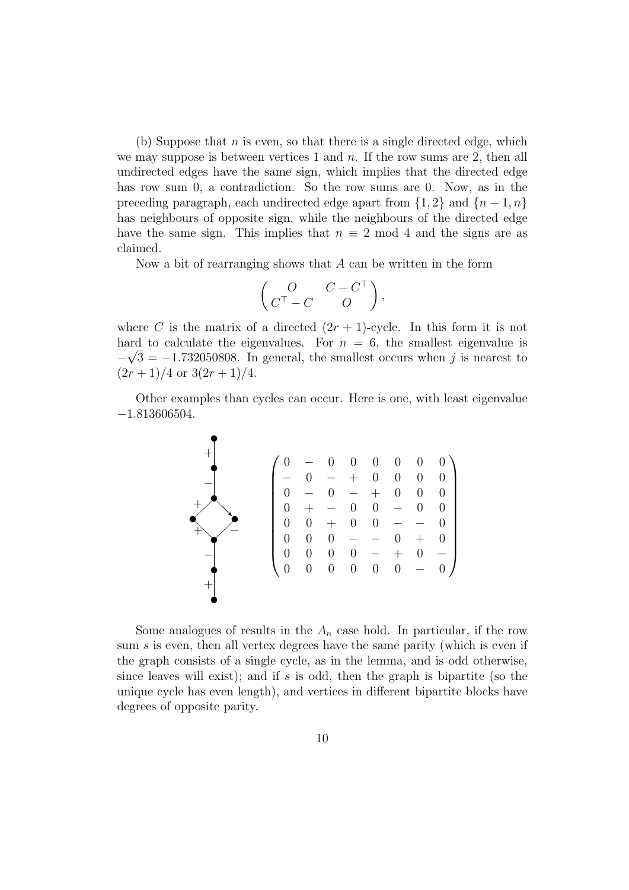(b) Suppose that $n$ is even, so that there is a single directed edge, which we may suppose is between vertices 1 and $n$. If the row sums are 2, then all undirected edges have the same sign, which implies that the directed edge has row sum 0, a contradiction. So the row sums are 0. Now, as in the preceding paragraph, each undirected edge apart from $\{1, 2\}$ and $\{n-1, n\}$ has neighbours of opposite sign, while the neighbours of the directed edge have the same sign. This implies that $n \equiv 2 \bmod 4$ and the signs are as claimed.

Now a bit of rearranging shows that $A$ can be written in the form

$$\begin{pmatrix} O & C - C^\top \\ C^\top - C & O \end{pmatrix},$$

where $C$ is the matrix of a directed $(2r+1)$-cycle. In this form it is not hard to calculate the eigenvalues. For $n = 6$, the smallest eigenvalue is $-\sqrt{3} = -1.732050808$. In general, the smallest occurs when $j$ is nearest to $(2r+1)/4$ or $3(2r+1)/4$.

Other examples than cycles can occur. Here is one, with least eigenvalue $-1.813606504$.

$$\begin{pmatrix}
0 & - & 0 & 0 & 0 & 0 & 0 & 0 \\
- & 0 & - & + & 0 & 0 & 0 & 0 \\
0 & - & 0 & - & + & 0 & 0 & 0 \\
0 & + & - & 0 & 0 & - & 0 & 0 \\
0 & 0 & + & 0 & 0 & - & - & 0 \\
0 & 0 & 0 & - & - & 0 & + & 0 \\
0 & 0 & 0 & 0 & - & + & 0 & - \\
0 & 0 & 0 & 0 & 0 & 0 & - & 0
\end{pmatrix}$$

Some analogues of results in the $A_n$ case hold. In particular, if the row sum $s$ is even, then all vertex degrees have the same parity (which is even if the graph consists of a single cycle, as in the lemma, and is odd otherwise, since leaves will exist); and if $s$ is odd, then the graph is bipartite (so the unique cycle has even length), and vertices in different bipartite blocks have degrees of opposite parity.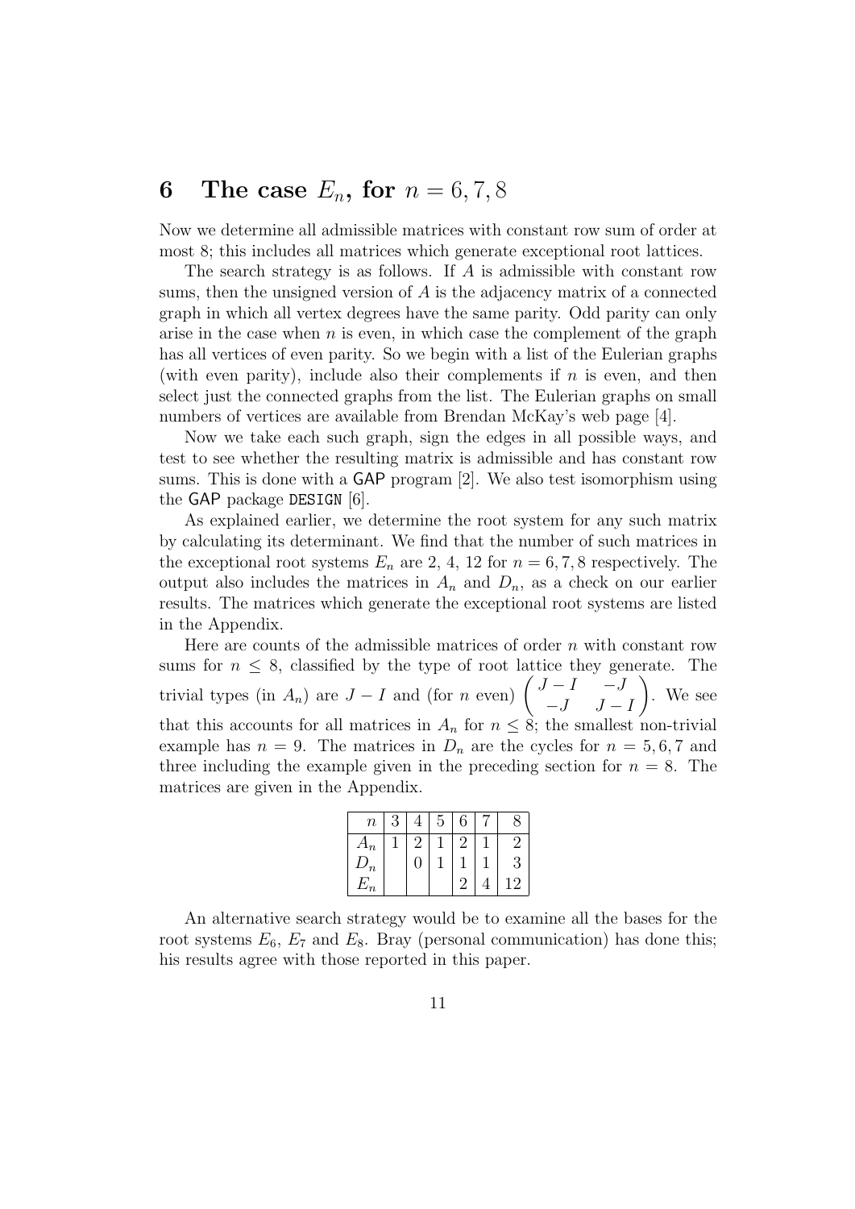# 6 The case $E_n$, for $n = 6, 7, 8$

Now we determine all admissible matrices with constant row sum of order at most 8; this includes all matrices which generate exceptional root lattices.

The search strategy is as follows. If $A$ is admissible with constant row sums, then the unsigned version of $A$ is the adjacency matrix of a connected graph in which all vertex degrees have the same parity. Odd parity can only arise in the case when $n$ is even, in which case the complement of the graph has all vertices of even parity. So we begin with a list of the Eulerian graphs (with even parity), include also their complements if $n$ is even, and then select just the connected graphs from the list. The Eulerian graphs on small numbers of vertices are available from Brendan McKay's web page [4].

Now we take each such graph, sign the edges in all possible ways, and test to see whether the resulting matrix is admissible and has constant row sums. This is done with a GAP program [2]. We also test isomorphism using the GAP package DESIGN [6].

As explained earlier, we determine the root system for any such matrix by calculating its determinant. We find that the number of such matrices in the exceptional root systems $E_n$ are 2, 4, 12 for $n = 6, 7, 8$ respectively. The output also includes the matrices in $A_n$ and $D_n$, as a check on our earlier results. The matrices which generate the exceptional root systems are listed in the Appendix.

Here are counts of the admissible matrices of order $n$ with constant row sums for $n \leq 8$, classified by the type of root lattice they generate. The trivial types (in $A_n$) are $J - I$ and (for $n$ even) $\begin{pmatrix} J-I & -J \\ -J & J-I \end{pmatrix}$. We see that this accounts for all matrices in $A_n$ for $n \leq 8$; the smallest non-trivial example has $n = 9$. The matrices in $D_n$ are the cycles for $n = 5, 6, 7$ and three including the example given in the preceding section for $n = 8$. The matrices are given in the Appendix.

| $n$ | 3 | 4 | 5 | 6 | 7 | 8 |
|---|---|---|---|---|---|---|
| $A_n$ | 1 | 2 | 1 | 2 | 1 | 2 |
| $D_n$ | | 0 | 1 | 1 | 1 | 3 |
| $E_n$ | | | | 2 | 4 | 12 |

An alternative search strategy would be to examine all the bases for the root systems $E_6$, $E_7$ and $E_8$. Bray (personal communication) has done this; his results agree with those reported in this paper.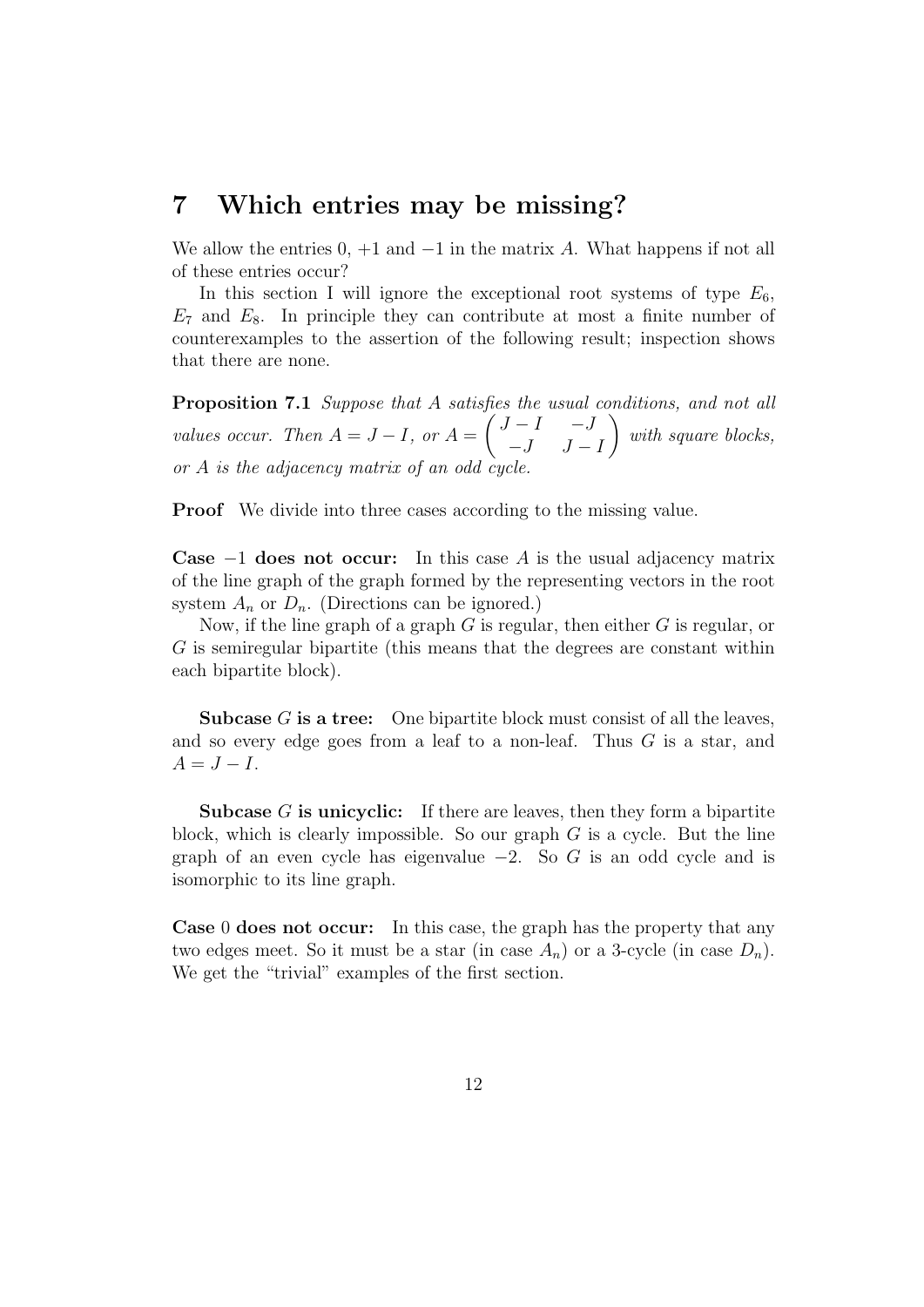## 7 Which entries may be missing?

We allow the entries 0, $+1$ and $-1$ in the matrix $A$. What happens if not all of these entries occur?

In this section I will ignore the exceptional root systems of type $E_6$, $E_7$ and $E_8$. In principle they can contribute at most a finite number of counterexamples to the assertion of the following result; inspection shows that there are none.

**Proposition 7.1** *Suppose that $A$ satisfies the usual conditions, and not all values occur. Then $A = J - I$, or $A = \begin{pmatrix} J-I & -J \\ -J & J-I \end{pmatrix}$ with square blocks, or $A$ is the adjacency matrix of an odd cycle.*

**Proof** We divide into three cases according to the missing value.

**Case $-1$ does not occur:** In this case $A$ is the usual adjacency matrix of the line graph of the graph formed by the representing vectors in the root system $A_n$ or $D_n$. (Directions can be ignored.)

Now, if the line graph of a graph $G$ is regular, then either $G$ is regular, or $G$ is semiregular bipartite (this means that the degrees are constant within each bipartite block).

**Subcase $G$ is a tree:** One bipartite block must consist of all the leaves, and so every edge goes from a leaf to a non-leaf. Thus $G$ is a star, and $A = J - I$.

**Subcase $G$ is unicyclic:** If there are leaves, then they form a bipartite block, which is clearly impossible. So our graph $G$ is a cycle. But the line graph of an even cycle has eigenvalue $-2$. So $G$ is an odd cycle and is isomorphic to its line graph.

**Case 0 does not occur:** In this case, the graph has the property that any two edges meet. So it must be a star (in case $A_n$) or a 3-cycle (in case $D_n$). We get the "trivial" examples of the first section.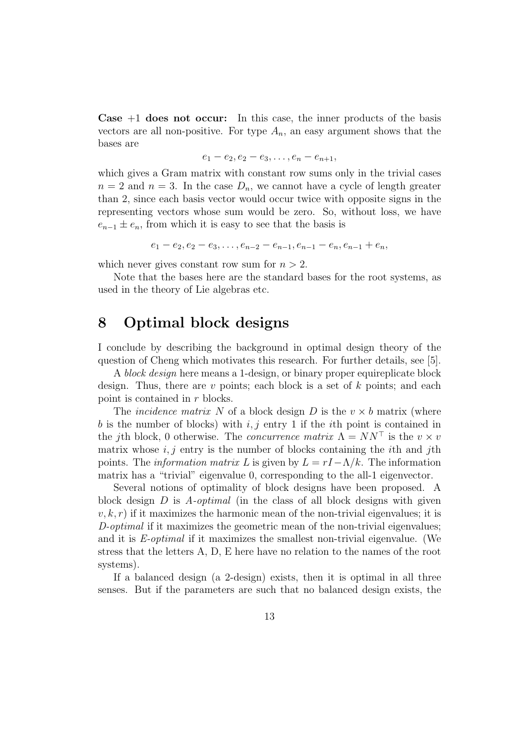**Case $+1$ does not occur:** In this case, the inner products of the basis vectors are all non-positive. For type $A_n$, an easy argument shows that the bases are

$$e_1 - e_2, e_2 - e_3, \ldots, e_n - e_{n+1},$$

which gives a Gram matrix with constant row sums only in the trivial cases $n = 2$ and $n = 3$. In the case $D_n$, we cannot have a cycle of length greater than 2, since each basis vector would occur twice with opposite signs in the representing vectors whose sum would be zero. So, without loss, we have $e_{n-1} \pm e_n$, from which it is easy to see that the basis is

$$e_1 - e_2, e_2 - e_3, \ldots, e_{n-2} - e_{n-1}, e_{n-1} - e_n, e_{n-1} + e_n,$$

which never gives constant row sum for $n > 2$.

Note that the bases here are the standard bases for the root systems, as used in the theory of Lie algebras etc.

# 8 Optimal block designs

I conclude by describing the background in optimal design theory of the question of Cheng which motivates this research. For further details, see [5].

A *block design* here means a 1-design, or binary proper equireplicate block design. Thus, there are $v$ points; each block is a set of $k$ points; and each point is contained in $r$ blocks.

The *incidence matrix* $N$ of a block design $D$ is the $v \times b$ matrix (where $b$ is the number of blocks) with $i, j$ entry 1 if the $i$th point is contained in the $j$th block, 0 otherwise. The *concurrence matrix* $\Lambda = NN^\top$ is the $v \times v$ matrix whose $i, j$ entry is the number of blocks containing the $i$th and $j$th points. The *information matrix* $L$ is given by $L = rI - \Lambda/k$. The information matrix has a "trivial" eigenvalue 0, corresponding to the all-1 eigenvector.

Several notions of optimality of block designs have been proposed. A block design $D$ is *A-optimal* (in the class of all block designs with given $v, k, r$) if it maximizes the harmonic mean of the non-trivial eigenvalues; it is *D-optimal* if it maximizes the geometric mean of the non-trivial eigenvalues; and it is *E-optimal* if it maximizes the smallest non-trivial eigenvalue. (We stress that the letters A, D, E here have no relation to the names of the root systems).

If a balanced design (a 2-design) exists, then it is optimal in all three senses. But if the parameters are such that no balanced design exists, the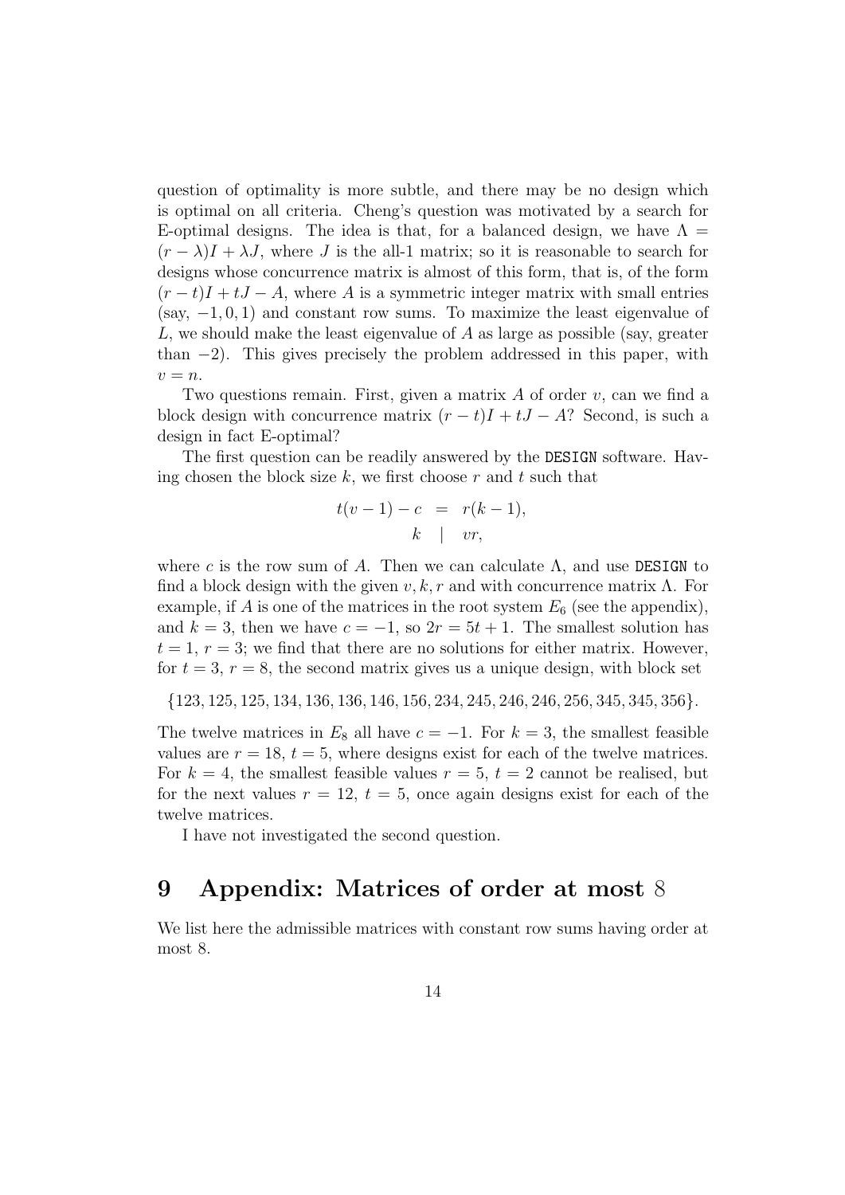question of optimality is more subtle, and there may be no design which is optimal on all criteria. Cheng's question was motivated by a search for E-optimal designs. The idea is that, for a balanced design, we have $\Lambda = (r-\lambda)I + \lambda J$, where $J$ is the all-1 matrix; so it is reasonable to search for designs whose concurrence matrix is almost of this form, that is, of the form $(r-t)I + tJ - A$, where $A$ is a symmetric integer matrix with small entries (say, $-1, 0, 1$) and constant row sums. To maximize the least eigenvalue of $L$, we should make the least eigenvalue of $A$ as large as possible (say, greater than $-2$). This gives precisely the problem addressed in this paper, with $v = n$.

Two questions remain. First, given a matrix $A$ of order $v$, can we find a block design with concurrence matrix $(r-t)I + tJ - A$? Second, is such a design in fact E-optimal?

The first question can be readily answered by the DESIGN software. Having chosen the block size $k$, we first choose $r$ and $t$ such that

$$\begin{aligned} t(v-1) - c &= r(k-1), \\ k &\mid vr, \end{aligned}$$

where $c$ is the row sum of $A$. Then we can calculate $\Lambda$, and use DESIGN to find a block design with the given $v, k, r$ and with concurrence matrix $\Lambda$. For example, if $A$ is one of the matrices in the root system $E_6$ (see the appendix), and $k = 3$, then we have $c = -1$, so $2r = 5t + 1$. The smallest solution has $t = 1$, $r = 3$; we find that there are no solutions for either matrix. However, for $t = 3$, $r = 8$, the second matrix gives us a unique design, with block set

$$\{123, 125, 125, 134, 136, 136, 146, 156, 234, 245, 246, 246, 256, 345, 345, 356\}.$$

The twelve matrices in $E_8$ all have $c = -1$. For $k = 3$, the smallest feasible values are $r = 18$, $t = 5$, where designs exist for each of the twelve matrices. For $k = 4$, the smallest feasible values $r = 5$, $t = 2$ cannot be realised, but for the next values $r = 12$, $t = 5$, once again designs exist for each of the twelve matrices.

I have not investigated the second question.

## 9 Appendix: Matrices of order at most 8

We list here the admissible matrices with constant row sums having order at most 8.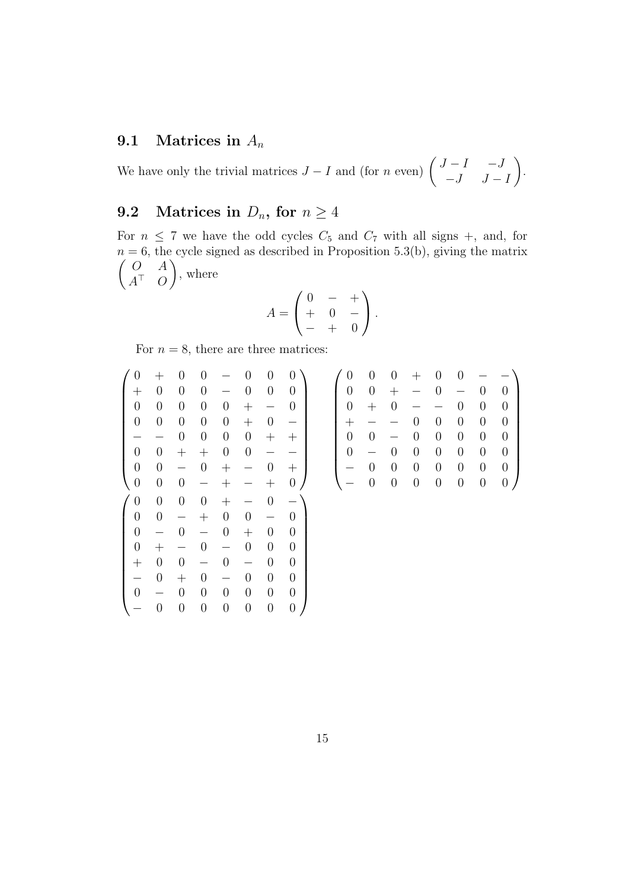## 9.1 Matrices in $A_n$

We have only the trivial matrices $J-I$ and (for $n$ even) $\begin{pmatrix} J-I & -J \\ -J & J-I \end{pmatrix}$.

## 9.2 Matrices in $D_n$, for $n \geq 4$

For $n \leq 7$ we have the odd cycles $C_5$ and $C_7$ with all signs $+$, and, for $n=6$, the cycle signed as described in Proposition 5.3(b), giving the matrix $\begin{pmatrix} O & A \\ A^\top & O \end{pmatrix}$, where

$$A = \begin{pmatrix} 0 & - & + \\ + & 0 & - \\ - & + & 0 \end{pmatrix}.$$

For $n=8$, there are three matrices:

$$\begin{pmatrix}
0 & + & 0 & 0 & - & 0 & 0 & 0 \\
+ & 0 & 0 & 0 & - & 0 & 0 & 0 \\
0 & 0 & 0 & 0 & 0 & + & - & 0 \\
0 & 0 & 0 & 0 & 0 & + & 0 & - \\
- & - & 0 & 0 & 0 & 0 & + & + \\
0 & 0 & + & + & 0 & 0 & - & - \\
0 & 0 & - & 0 & + & - & 0 & + \\
0 & 0 & 0 & - & + & - & + & 0
\end{pmatrix}
\qquad
\begin{pmatrix}
0 & 0 & 0 & + & 0 & 0 & - & - \\
0 & 0 & + & - & 0 & - & 0 & 0 \\
0 & + & 0 & - & - & 0 & 0 & 0 \\
+ & - & - & 0 & 0 & 0 & 0 & 0 \\
0 & 0 & - & 0 & 0 & 0 & 0 & 0 \\
0 & - & 0 & 0 & 0 & 0 & 0 & 0 \\
- & 0 & 0 & 0 & 0 & 0 & 0 & 0 \\
- & 0 & 0 & 0 & 0 & 0 & 0 & 0
\end{pmatrix}$$

$$\begin{pmatrix}
0 & 0 & 0 & 0 & + & - & 0 & - \\
0 & 0 & - & + & 0 & 0 & - & 0 \\
0 & - & 0 & - & 0 & + & 0 & 0 \\
0 & + & - & 0 & - & 0 & 0 & 0 \\
+ & 0 & 0 & - & 0 & - & 0 & 0 \\
- & 0 & + & 0 & - & 0 & 0 & 0 \\
0 & - & 0 & 0 & 0 & 0 & 0 & 0 \\
- & 0 & 0 & 0 & 0 & 0 & 0 & 0
\end{pmatrix}$$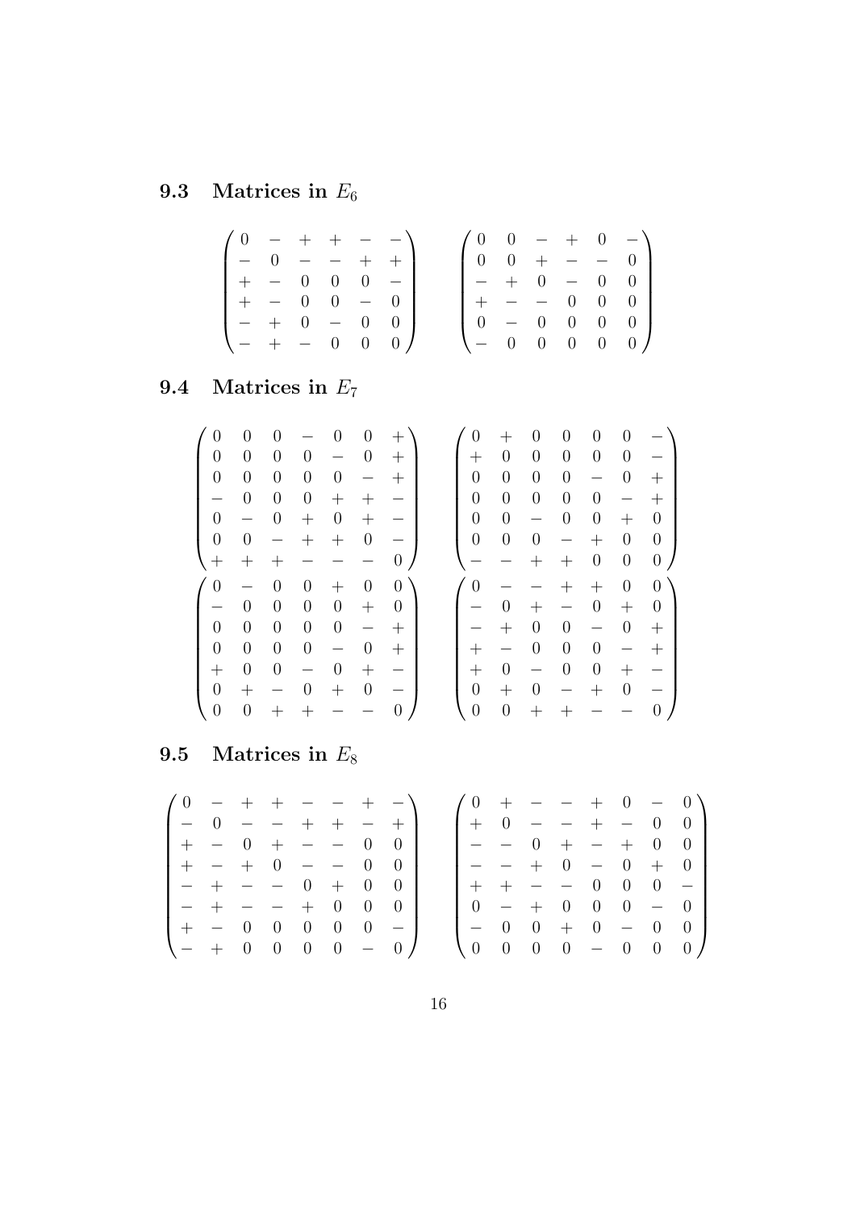## 9.3 Matrices in $E_6$

$$
\begin{pmatrix}
0 & - & + & + & - & - \\
- & 0 & - & - & + & + \\
+ & - & 0 & 0 & 0 & - \\
+ & - & 0 & 0 & - & 0 \\
- & + & 0 & - & 0 & 0 \\
- & + & - & 0 & 0 & 0
\end{pmatrix}
\qquad
\begin{pmatrix}
0 & 0 & - & + & 0 & - \\
0 & 0 & + & - & - & 0 \\
- & + & 0 & - & 0 & 0 \\
+ & - & - & 0 & 0 & 0 \\
0 & - & 0 & 0 & 0 & 0 \\
- & 0 & 0 & 0 & 0 & 0
\end{pmatrix}
$$

## 9.4 Matrices in $E_7$

$$
\begin{pmatrix}
0 & 0 & 0 & - & 0 & 0 & + \\
0 & 0 & 0 & 0 & - & 0 & + \\
0 & 0 & 0 & 0 & 0 & - & + \\
- & 0 & 0 & 0 & + & + & - \\
0 & - & 0 & + & 0 & + & - \\
0 & 0 & - & + & + & 0 & - \\
+ & + & + & - & - & - & 0
\end{pmatrix}
\qquad
\begin{pmatrix}
0 & + & 0 & 0 & 0 & 0 & - \\
+ & 0 & 0 & 0 & 0 & 0 & - \\
0 & 0 & 0 & 0 & - & 0 & + \\
0 & 0 & 0 & 0 & 0 & - & + \\
0 & 0 & - & 0 & 0 & + & 0 \\
0 & 0 & 0 & - & + & 0 & 0 \\
- & - & + & + & 0 & 0 & 0
\end{pmatrix}
$$

$$
\begin{pmatrix}
0 & - & 0 & 0 & + & 0 & 0 \\
- & 0 & 0 & 0 & 0 & + & 0 \\
0 & 0 & 0 & 0 & 0 & - & + \\
0 & 0 & 0 & 0 & - & 0 & + \\
+ & 0 & 0 & - & 0 & + & - \\
0 & + & - & 0 & + & 0 & - \\
0 & 0 & + & + & - & - & 0
\end{pmatrix}
\qquad
\begin{pmatrix}
0 & - & - & + & + & 0 & 0 \\
- & 0 & + & - & 0 & + & 0 \\
- & + & 0 & 0 & - & 0 & + \\
+ & - & 0 & 0 & 0 & - & + \\
+ & 0 & - & 0 & 0 & + & - \\
0 & + & 0 & - & + & 0 & - \\
0 & 0 & + & + & - & - & 0
\end{pmatrix}
$$

## 9.5 Matrices in $E_8$

$$
\begin{pmatrix}
0 & - & + & + & - & - & + & - \\
- & 0 & - & - & + & + & - & + \\
+ & - & 0 & + & - & - & 0 & 0 \\
+ & - & + & 0 & - & - & 0 & 0 \\
- & + & - & - & 0 & + & 0 & 0 \\
- & + & - & - & + & 0 & 0 & 0 \\
+ & - & 0 & 0 & 0 & 0 & 0 & - \\
- & + & 0 & 0 & 0 & 0 & - & 0
\end{pmatrix}
\qquad
\begin{pmatrix}
0 & + & - & - & + & 0 & - & 0 \\
+ & 0 & - & - & + & - & 0 & 0 \\
- & - & 0 & + & - & + & 0 & 0 \\
- & - & + & 0 & - & 0 & + & 0 \\
+ & + & - & - & 0 & 0 & 0 & - \\
0 & - & + & 0 & 0 & 0 & - & 0 \\
- & 0 & 0 & + & 0 & - & 0 & 0 \\
0 & 0 & 0 & 0 & - & 0 & 0 & 0
\end{pmatrix}
$$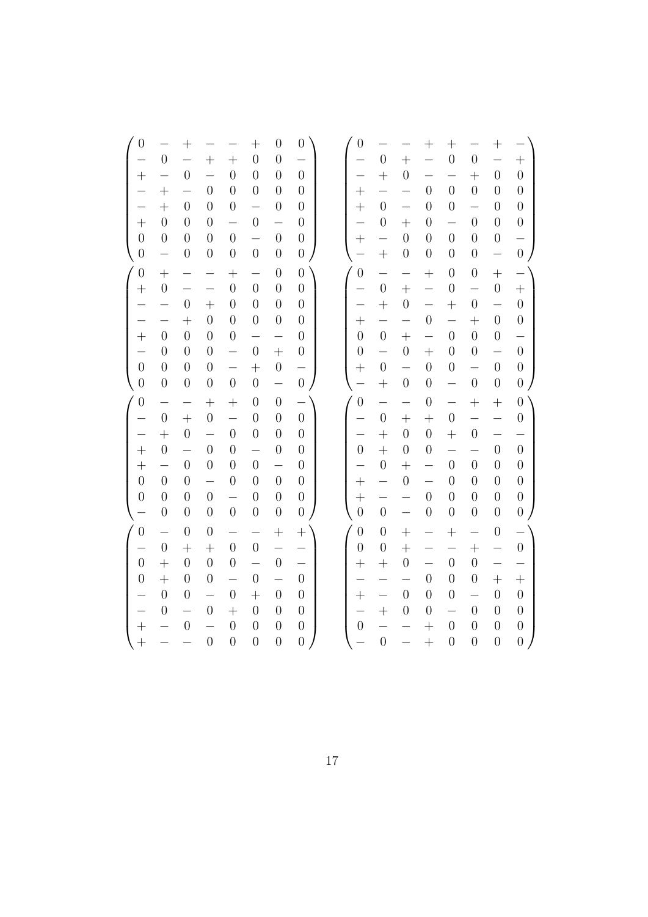$$\begin{pmatrix} 0 & - & + & - & - & + & 0 & 0 \\ - & 0 & - & + & + & 0 & 0 & - \\ + & - & 0 & - & 0 & 0 & 0 & 0 \\ - & + & - & 0 & 0 & 0 & 0 & 0 \\ - & + & 0 & 0 & 0 & - & 0 & 0 \\ + & 0 & 0 & 0 & - & 0 & - & 0 \\ 0 & 0 & 0 & 0 & 0 & - & 0 & 0 \\ 0 & - & 0 & 0 & 0 & 0 & 0 & 0 \end{pmatrix} \quad \begin{pmatrix} 0 & - & - & + & + & - & + & - \\ - & 0 & + & - & 0 & 0 & - & + \\ - & + & 0 & - & - & + & 0 & 0 \\ + & - & - & 0 & 0 & 0 & 0 & 0 \\ + & 0 & - & 0 & 0 & - & 0 & 0 \\ - & 0 & + & 0 & - & 0 & 0 & 0 \\ + & - & 0 & 0 & 0 & 0 & 0 & - \\ - & + & 0 & 0 & 0 & 0 & - & 0 \end{pmatrix}$$

$$\begin{pmatrix} 0 & + & - & - & + & - & 0 & 0 \\ + & 0 & - & - & 0 & 0 & 0 & 0 \\ - & - & 0 & + & 0 & 0 & 0 & 0 \\ - & - & + & 0 & 0 & 0 & 0 & 0 \\ + & 0 & 0 & 0 & 0 & - & - & 0 \\ - & 0 & 0 & 0 & - & 0 & + & 0 \\ 0 & 0 & 0 & 0 & - & + & 0 & - \\ 0 & 0 & 0 & 0 & 0 & 0 & - & 0 \end{pmatrix} \quad \begin{pmatrix} 0 & - & - & + & 0 & 0 & + & - \\ - & 0 & + & - & 0 & - & 0 & + \\ - & + & 0 & - & + & 0 & - & 0 \\ + & - & - & 0 & - & + & 0 & 0 \\ 0 & 0 & + & - & 0 & 0 & 0 & - \\ 0 & - & 0 & + & 0 & 0 & - & 0 \\ + & 0 & - & 0 & 0 & - & 0 & 0 \\ - & + & 0 & 0 & - & 0 & 0 & 0 \end{pmatrix}$$

$$\begin{pmatrix} 0 & - & - & + & + & 0 & 0 & - \\ - & 0 & + & 0 & - & 0 & 0 & 0 \\ - & + & 0 & - & 0 & 0 & 0 & 0 \\ + & 0 & - & 0 & 0 & - & 0 & 0 \\ + & - & 0 & 0 & 0 & 0 & - & 0 \\ 0 & 0 & 0 & - & 0 & 0 & 0 & 0 \\ 0 & 0 & 0 & 0 & - & 0 & 0 & 0 \\ - & 0 & 0 & 0 & 0 & 0 & 0 & 0 \end{pmatrix} \quad \begin{pmatrix} 0 & - & - & 0 & - & + & + & 0 \\ - & 0 & + & + & 0 & - & - & 0 \\ - & + & 0 & 0 & + & 0 & - & - \\ 0 & + & 0 & 0 & - & - & 0 & 0 \\ - & 0 & + & - & 0 & 0 & 0 & 0 \\ + & - & 0 & - & 0 & 0 & 0 & 0 \\ + & - & - & 0 & 0 & 0 & 0 & 0 \\ 0 & 0 & - & 0 & 0 & 0 & 0 & 0 \end{pmatrix}$$

$$\begin{pmatrix} 0 & - & 0 & 0 & - & - & + & + \\ - & 0 & + & + & 0 & 0 & - & - \\ 0 & + & 0 & 0 & 0 & - & 0 & - \\ 0 & + & 0 & 0 & - & 0 & - & 0 \\ - & 0 & 0 & - & 0 & + & 0 & 0 \\ - & 0 & - & 0 & + & 0 & 0 & 0 \\ + & - & 0 & - & 0 & 0 & 0 & 0 \\ + & - & - & 0 & 0 & 0 & 0 & 0 \end{pmatrix} \quad \begin{pmatrix} 0 & 0 & + & - & + & - & 0 & - \\ 0 & 0 & + & - & - & + & - & 0 \\ + & + & 0 & - & 0 & 0 & - & - \\ - & - & - & 0 & 0 & 0 & + & + \\ + & - & 0 & 0 & 0 & - & 0 & 0 \\ - & + & 0 & 0 & - & 0 & 0 & 0 \\ 0 & - & - & + & 0 & 0 & 0 & 0 \\ - & 0 & - & + & 0 & 0 & 0 & 0 \end{pmatrix}$$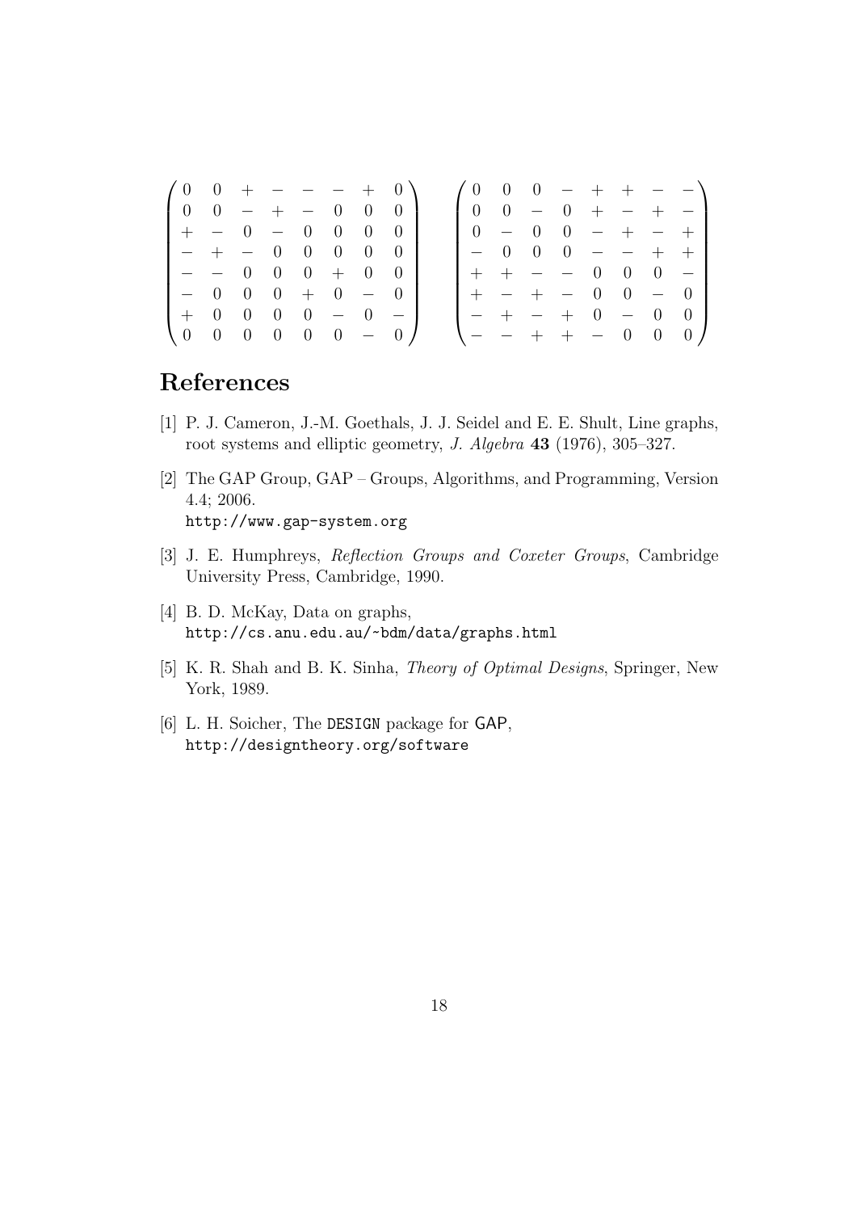$$
\begin{pmatrix}
0 & 0 & + & - & - & - & + & 0 \\
0 & 0 & - & + & - & 0 & 0 & 0 \\
+ & - & 0 & - & 0 & 0 & 0 & 0 \\
- & + & - & 0 & 0 & 0 & 0 & 0 \\
- & - & 0 & 0 & 0 & + & 0 & 0 \\
- & 0 & 0 & 0 & + & 0 & - & 0 \\
+ & 0 & 0 & 0 & 0 & - & 0 & - \\
0 & 0 & 0 & 0 & 0 & 0 & - & 0
\end{pmatrix}
\qquad
\begin{pmatrix}
0 & 0 & 0 & - & + & + & - & - \\
0 & 0 & - & 0 & + & - & + & - \\
0 & - & 0 & 0 & - & + & - & + \\
- & 0 & 0 & 0 & - & - & + & + \\
+ & + & - & - & 0 & 0 & 0 & - \\
+ & - & + & - & 0 & 0 & - & 0 \\
- & + & - & + & 0 & - & 0 & 0 \\
- & - & + & + & - & 0 & 0 & 0
\end{pmatrix}
$$

# References

[1] P. J. Cameron, J.-M. Goethals, J. J. Seidel and E. E. Shult, Line graphs, root systems and elliptic geometry, *J. Algebra* **43** (1976), 305–327.

[2] The GAP Group, GAP – Groups, Algorithms, and Programming, Version 4.4; 2006.
`http://www.gap-system.org`

[3] J. E. Humphreys, *Reflection Groups and Coxeter Groups*, Cambridge University Press, Cambridge, 1990.

[4] B. D. McKay, Data on graphs,
`http://cs.anu.edu.au/~bdm/data/graphs.html`

[5] K. R. Shah and B. K. Sinha, *Theory of Optimal Designs*, Springer, New York, 1989.

[6] L. H. Soicher, The `DESIGN` package for GAP,
`http://designtheory.org/software`